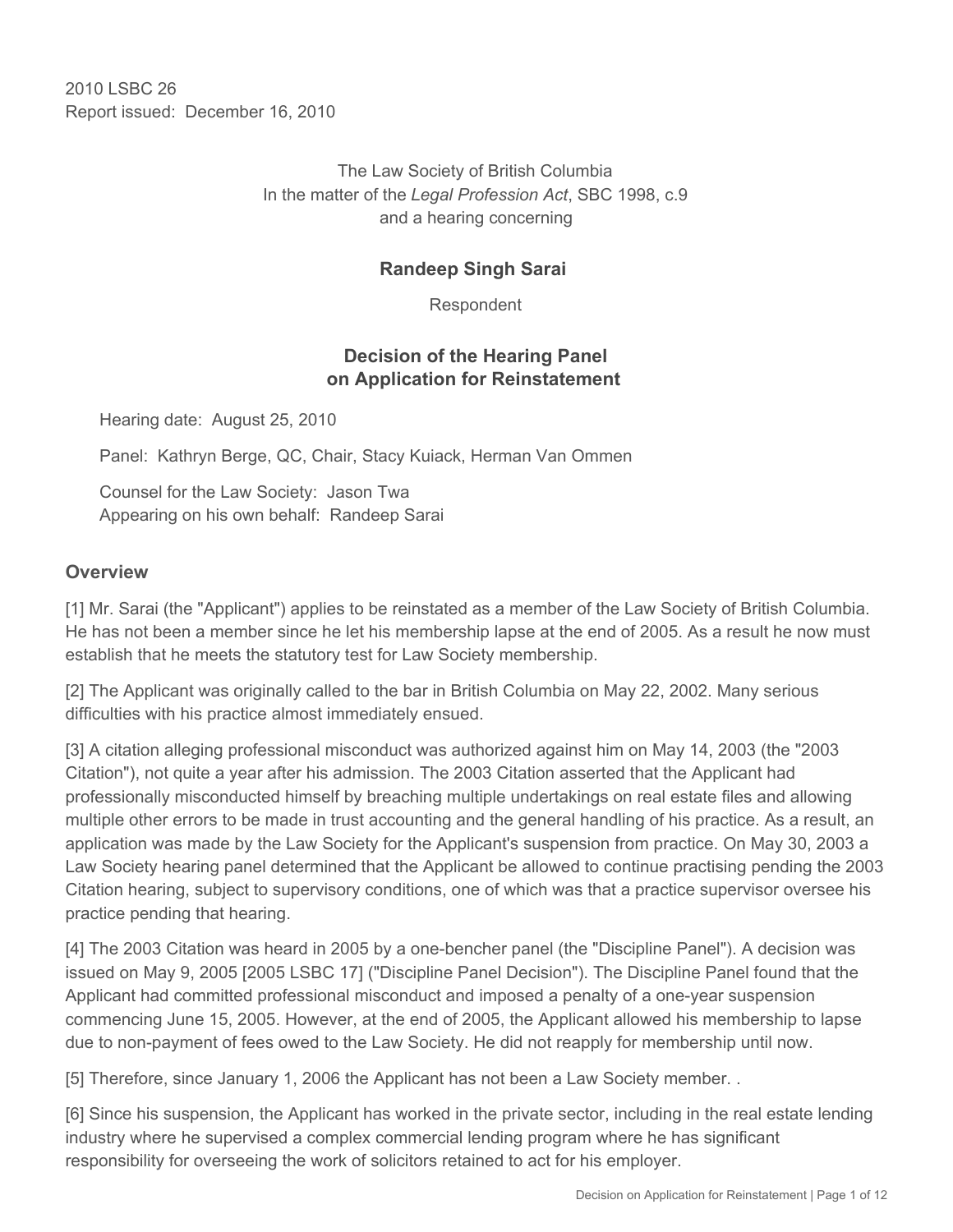2010 LSBC 26
Report issued: December 16, 2010

The Law Society of British Columbia
In the matter of the *Legal Profession Act*, SBC 1998, c.9
and a hearing concerning

**Randeep Singh Sarai**

Respondent

## Decision of the Hearing Panel on Application for Reinstatement

Hearing date: August 25, 2010

Panel: Kathryn Berge, QC, Chair, Stacy Kuiack, Herman Van Ommen

Counsel for the Law Society: Jason Twa
Appearing on his own behalf: Randeep Sarai

### Overview

[1] Mr. Sarai (the "Applicant") applies to be reinstated as a member of the Law Society of British Columbia. He has not been a member since he let his membership lapse at the end of 2005. As a result he now must establish that he meets the statutory test for Law Society membership.

[2] The Applicant was originally called to the bar in British Columbia on May 22, 2002. Many serious difficulties with his practice almost immediately ensued.

[3] A citation alleging professional misconduct was authorized against him on May 14, 2003 (the "2003 Citation"), not quite a year after his admission. The 2003 Citation asserted that the Applicant had professionally misconducted himself by breaching multiple undertakings on real estate files and allowing multiple other errors to be made in trust accounting and the general handling of his practice. As a result, an application was made by the Law Society for the Applicant's suspension from practice. On May 30, 2003 a Law Society hearing panel determined that the Applicant be allowed to continue practising pending the 2003 Citation hearing, subject to supervisory conditions, one of which was that a practice supervisor oversee his practice pending that hearing.

[4] The 2003 Citation was heard in 2005 by a one-bencher panel (the "Discipline Panel"). A decision was issued on May 9, 2005 [2005 LSBC 17] ("Discipline Panel Decision"). The Discipline Panel found that the Applicant had committed professional misconduct and imposed a penalty of a one-year suspension commencing June 15, 2005. However, at the end of 2005, the Applicant allowed his membership to lapse due to non-payment of fees owed to the Law Society. He did not reapply for membership until now.

[5] Therefore, since January 1, 2006 the Applicant has not been a Law Society member. .

[6] Since his suspension, the Applicant has worked in the private sector, including in the real estate lending industry where he supervised a complex commercial lending program where he has significant responsibility for overseeing the work of solicitors retained to act for his employer.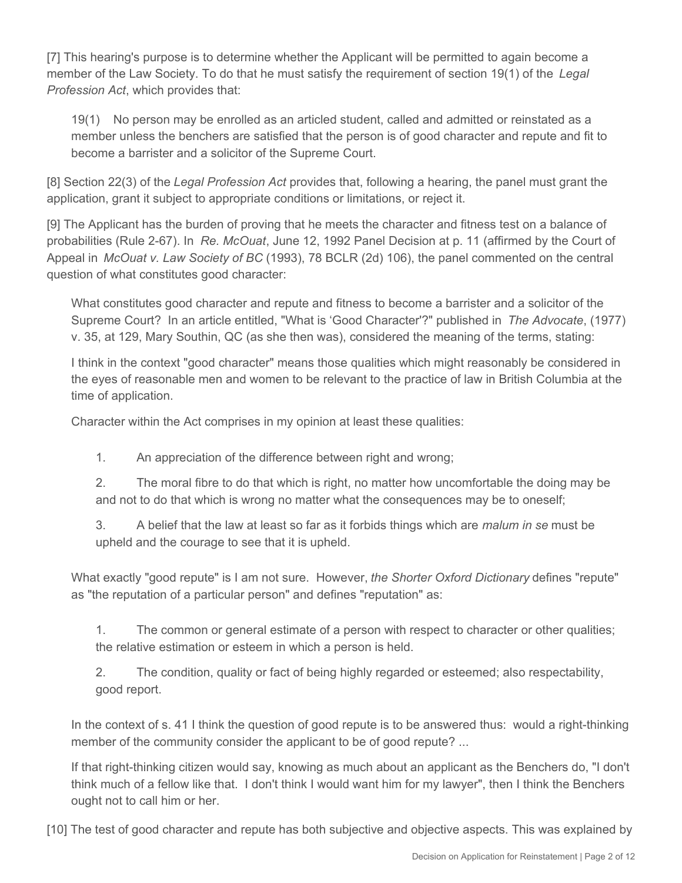[7] This hearing's purpose is to determine whether the Applicant will be permitted to again become a member of the Law Society. To do that he must satisfy the requirement of section 19(1) of the *Legal Profession Act*, which provides that:

> 19(1) No person may be enrolled as an articled student, called and admitted or reinstated as a member unless the benchers are satisfied that the person is of good character and repute and fit to become a barrister and a solicitor of the Supreme Court.

[8] Section 22(3) of the *Legal Profession Act* provides that, following a hearing, the panel must grant the application, grant it subject to appropriate conditions or limitations, or reject it.

[9] The Applicant has the burden of proving that he meets the character and fitness test on a balance of probabilities (Rule 2-67). In *Re. McOuat*, June 12, 1992 Panel Decision at p. 11 (affirmed by the Court of Appeal in *McOuat v. Law Society of BC* (1993), 78 BCLR (2d) 106), the panel commented on the central question of what constitutes good character:

> What constitutes good character and repute and fitness to become a barrister and a solicitor of the Supreme Court? In an article entitled, "What is 'Good Character'?" published in *The Advocate*, (1977) v. 35, at 129, Mary Southin, QC (as she then was), considered the meaning of the terms, stating:
>
> I think in the context "good character" means those qualities which might reasonably be considered in the eyes of reasonable men and women to be relevant to the practice of law in British Columbia at the time of application.
>
> Character within the Act comprises in my opinion at least these qualities:
>
> 1. An appreciation of the difference between right and wrong;
> 2. The moral fibre to do that which is right, no matter how uncomfortable the doing may be and not to do that which is wrong no matter what the consequences may be to oneself;
> 3. A belief that the law at least so far as it forbids things which are *malum in se* must be upheld and the courage to see that it is upheld.
>
> What exactly "good repute" is I am not sure. However, *the Shorter Oxford Dictionary* defines "repute" as "the reputation of a particular person" and defines "reputation" as:
>
> 1. The common or general estimate of a person with respect to character or other qualities; the relative estimation or esteem in which a person is held.
> 2. The condition, quality or fact of being highly regarded or esteemed; also respectability, good report.
>
> In the context of s. 41 I think the question of good repute is to be answered thus: would a right-thinking member of the community consider the applicant to be of good repute? ...
>
> If that right-thinking citizen would say, knowing as much about an applicant as the Benchers do, "I don't think much of a fellow like that. I don't think I would want him for my lawyer", then I think the Benchers ought not to call him or her.

[10] The test of good character and repute has both subjective and objective aspects. This was explained by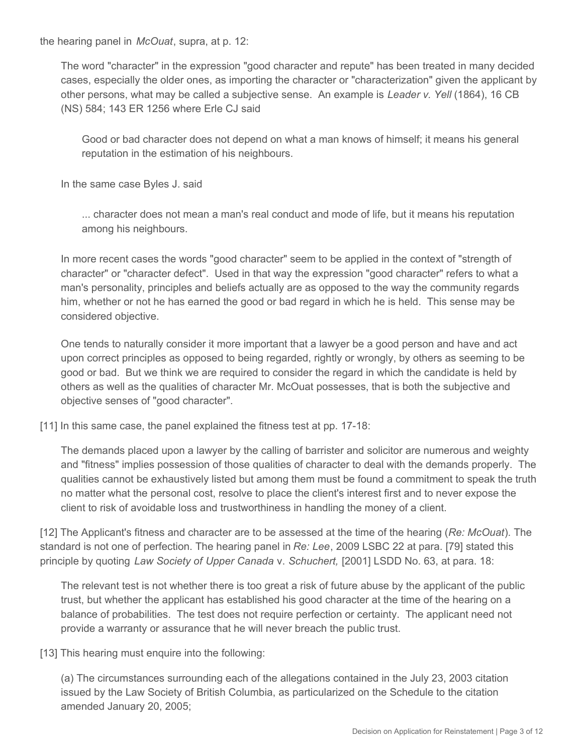the hearing panel in *McOuat*, supra, at p. 12:

> The word "character" in the expression "good character and repute" has been treated in many decided cases, especially the older ones, as importing the character or "characterization" given the applicant by other persons, what may be called a subjective sense. An example is *Leader v. Yell* (1864), 16 CB (NS) 584; 143 ER 1256 where Erle CJ said
>
> > Good or bad character does not depend on what a man knows of himself; it means his general reputation in the estimation of his neighbours.
>
> In the same case Byles J. said
>
> > ... character does not mean a man's real conduct and mode of life, but it means his reputation among his neighbours.
>
> In more recent cases the words "good character" seem to be applied in the context of "strength of character" or "character defect". Used in that way the expression "good character" refers to what a man's personality, principles and beliefs actually are as opposed to the way the community regards him, whether or not he has earned the good or bad regard in which he is held. This sense may be considered objective.
>
> One tends to naturally consider it more important that a lawyer be a good person and have and act upon correct principles as opposed to being regarded, rightly or wrongly, by others as seeming to be good or bad. But we think we are required to consider the regard in which the candidate is held by others as well as the qualities of character Mr. McOuat possesses, that is both the subjective and objective senses of "good character".

[11] In this same case, the panel explained the fitness test at pp. 17-18:

> The demands placed upon a lawyer by the calling of barrister and solicitor are numerous and weighty and "fitness" implies possession of those qualities of character to deal with the demands properly. The qualities cannot be exhaustively listed but among them must be found a commitment to speak the truth no matter what the personal cost, resolve to place the client's interest first and to never expose the client to risk of avoidable loss and trustworthiness in handling the money of a client.

[12] The Applicant's fitness and character are to be assessed at the time of the hearing (*Re: McOuat*). The standard is not one of perfection. The hearing panel in *Re: Lee*, 2009 LSBC 22 at para. [79] stated this principle by quoting *Law Society of Upper Canada* v. *Schuchert,* [2001] LSDD No. 63, at para. 18:

> The relevant test is not whether there is too great a risk of future abuse by the applicant of the public trust, but whether the applicant has established his good character at the time of the hearing on a balance of probabilities. The test does not require perfection or certainty. The applicant need not provide a warranty or assurance that he will never breach the public trust.

[13] This hearing must enquire into the following:

> (a) The circumstances surrounding each of the allegations contained in the July 23, 2003 citation issued by the Law Society of British Columbia, as particularized on the Schedule to the citation amended January 20, 2005;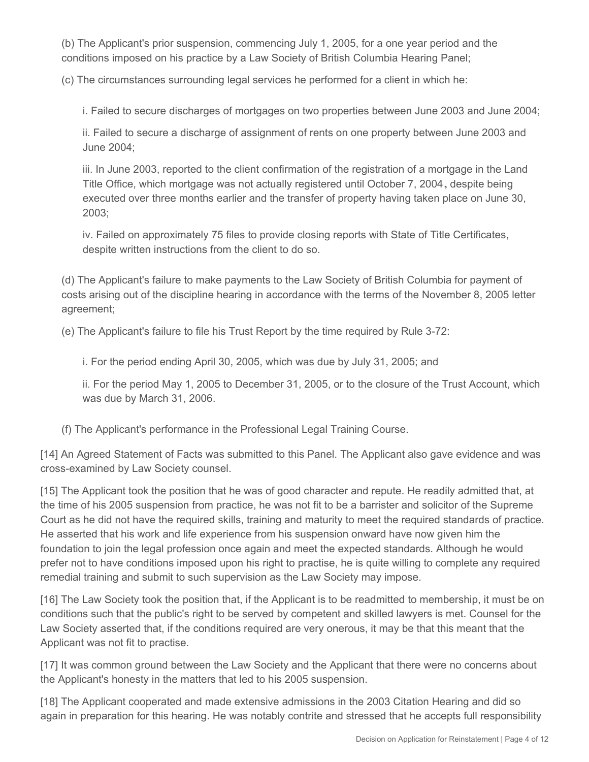(b) The Applicant's prior suspension, commencing July 1, 2005, for a one year period and the conditions imposed on his practice by a Law Society of British Columbia Hearing Panel;

(c) The circumstances surrounding legal services he performed for a client in which he:

i. Failed to secure discharges of mortgages on two properties between June 2003 and June 2004;

ii. Failed to secure a discharge of assignment of rents on one property between June 2003 and June 2004;

iii. In June 2003, reported to the client confirmation of the registration of a mortgage in the Land Title Office, which mortgage was not actually registered until October 7, 2004, despite being executed over three months earlier and the transfer of property having taken place on June 30, 2003;

iv. Failed on approximately 75 files to provide closing reports with State of Title Certificates, despite written instructions from the client to do so.

(d) The Applicant's failure to make payments to the Law Society of British Columbia for payment of costs arising out of the discipline hearing in accordance with the terms of the November 8, 2005 letter agreement;

(e) The Applicant's failure to file his Trust Report by the time required by Rule 3-72:

i. For the period ending April 30, 2005, which was due by July 31, 2005; and

ii. For the period May 1, 2005 to December 31, 2005, or to the closure of the Trust Account, which was due by March 31, 2006.

(f) The Applicant's performance in the Professional Legal Training Course.

[14] An Agreed Statement of Facts was submitted to this Panel. The Applicant also gave evidence and was cross-examined by Law Society counsel.

[15] The Applicant took the position that he was of good character and repute. He readily admitted that, at the time of his 2005 suspension from practice, he was not fit to be a barrister and solicitor of the Supreme Court as he did not have the required skills, training and maturity to meet the required standards of practice. He asserted that his work and life experience from his suspension onward have now given him the foundation to join the legal profession once again and meet the expected standards. Although he would prefer not to have conditions imposed upon his right to practise, he is quite willing to complete any required remedial training and submit to such supervision as the Law Society may impose.

[16] The Law Society took the position that, if the Applicant is to be readmitted to membership, it must be on conditions such that the public's right to be served by competent and skilled lawyers is met. Counsel for the Law Society asserted that, if the conditions required are very onerous, it may be that this meant that the Applicant was not fit to practise.

[17] It was common ground between the Law Society and the Applicant that there were no concerns about the Applicant's honesty in the matters that led to his 2005 suspension.

[18] The Applicant cooperated and made extensive admissions in the 2003 Citation Hearing and did so again in preparation for this hearing. He was notably contrite and stressed that he accepts full responsibility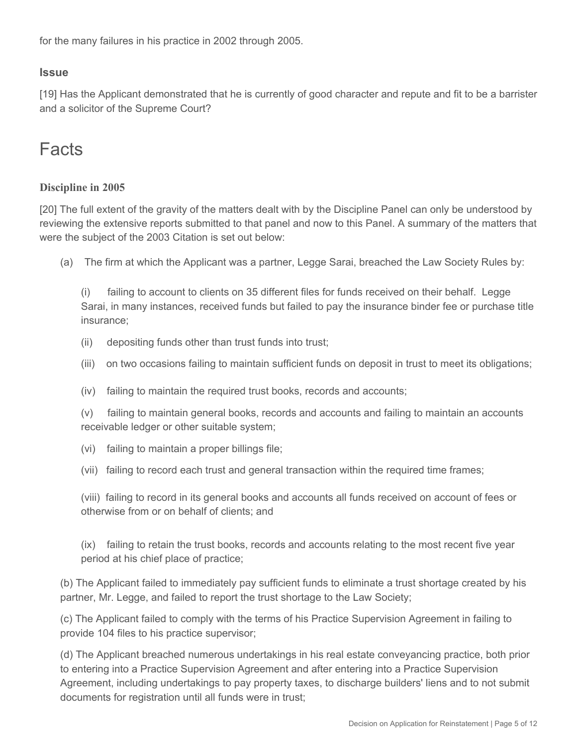for the many failures in his practice in 2002 through 2005.

### Issue

[19] Has the Applicant demonstrated that he is currently of good character and repute and fit to be a barrister and a solicitor of the Supreme Court?

## Facts

### Discipline in 2005

[20] The full extent of the gravity of the matters dealt with by the Discipline Panel can only be understood by reviewing the extensive reports submitted to that panel and now to this Panel. A summary of the matters that were the subject of the 2003 Citation is set out below:

(a) The firm at which the Applicant was a partner, Legge Sarai, breached the Law Society Rules by:

(i) failing to account to clients on 35 different files for funds received on their behalf. Legge Sarai, in many instances, received funds but failed to pay the insurance binder fee or purchase title insurance;

(ii) depositing funds other than trust funds into trust;

(iii) on two occasions failing to maintain sufficient funds on deposit in trust to meet its obligations;

(iv) failing to maintain the required trust books, records and accounts;

(v) failing to maintain general books, records and accounts and failing to maintain an accounts receivable ledger or other suitable system;

(vi) failing to maintain a proper billings file;

(vii) failing to record each trust and general transaction within the required time frames;

(viii) failing to record in its general books and accounts all funds received on account of fees or otherwise from or on behalf of clients; and

(ix) failing to retain the trust books, records and accounts relating to the most recent five year period at his chief place of practice;

(b) The Applicant failed to immediately pay sufficient funds to eliminate a trust shortage created by his partner, Mr. Legge, and failed to report the trust shortage to the Law Society;

(c) The Applicant failed to comply with the terms of his Practice Supervision Agreement in failing to provide 104 files to his practice supervisor;

(d) The Applicant breached numerous undertakings in his real estate conveyancing practice, both prior to entering into a Practice Supervision Agreement and after entering into a Practice Supervision Agreement, including undertakings to pay property taxes, to discharge builders' liens and to not submit documents for registration until all funds were in trust;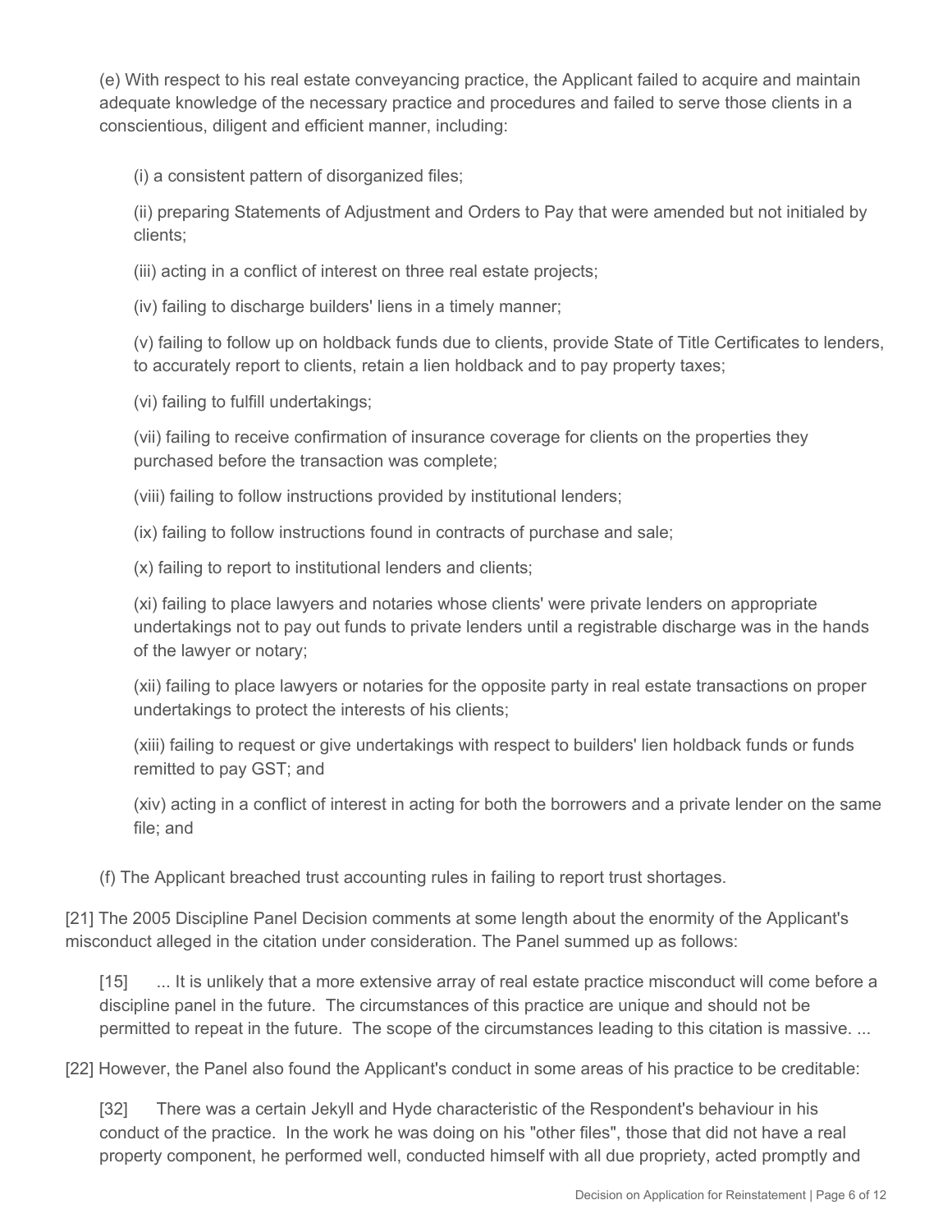(e) With respect to his real estate conveyancing practice, the Applicant failed to acquire and maintain adequate knowledge of the necessary practice and procedures and failed to serve those clients in a conscientious, diligent and efficient manner, including:

(i) a consistent pattern of disorganized files;

(ii) preparing Statements of Adjustment and Orders to Pay that were amended but not initialed by clients;

(iii) acting in a conflict of interest on three real estate projects;

(iv) failing to discharge builders' liens in a timely manner;

(v) failing to follow up on holdback funds due to clients, provide State of Title Certificates to lenders, to accurately report to clients, retain a lien holdback and to pay property taxes;

(vi) failing to fulfill undertakings;

(vii) failing to receive confirmation of insurance coverage for clients on the properties they purchased before the transaction was complete;

(viii) failing to follow instructions provided by institutional lenders;

(ix) failing to follow instructions found in contracts of purchase and sale;

(x) failing to report to institutional lenders and clients;

(xi) failing to place lawyers and notaries whose clients' were private lenders on appropriate undertakings not to pay out funds to private lenders until a registrable discharge was in the hands of the lawyer or notary;

(xii) failing to place lawyers or notaries for the opposite party in real estate transactions on proper undertakings to protect the interests of his clients;

(xiii) failing to request or give undertakings with respect to builders' lien holdback funds or funds remitted to pay GST; and

(xiv) acting in a conflict of interest in acting for both the borrowers and a private lender on the same file; and

(f) The Applicant breached trust accounting rules in failing to report trust shortages.

[21] The 2005 Discipline Panel Decision comments at some length about the enormity of the Applicant's misconduct alleged in the citation under consideration. The Panel summed up as follows:

> [15] ... It is unlikely that a more extensive array of real estate practice misconduct will come before a discipline panel in the future. The circumstances of this practice are unique and should not be permitted to repeat in the future. The scope of the circumstances leading to this citation is massive. ...

[22] However, the Panel also found the Applicant's conduct in some areas of his practice to be creditable:

> [32] There was a certain Jekyll and Hyde characteristic of the Respondent's behaviour in his conduct of the practice. In the work he was doing on his "other files", those that did not have a real property component, he performed well, conducted himself with all due propriety, acted promptly and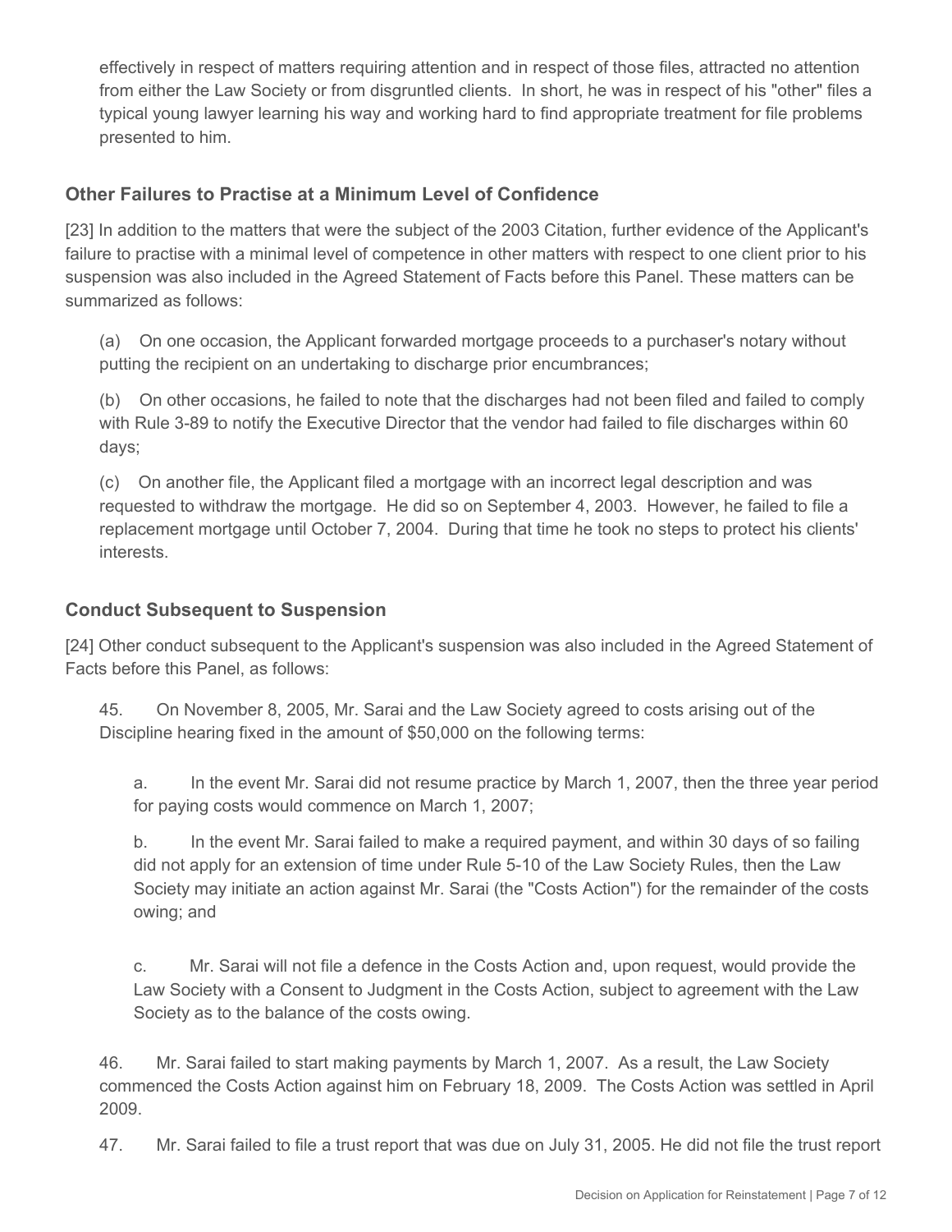effectively in respect of matters requiring attention and in respect of those files, attracted no attention from either the Law Society or from disgruntled clients. In short, he was in respect of his "other" files a typical young lawyer learning his way and working hard to find appropriate treatment for file problems presented to him.

### Other Failures to Practise at a Minimum Level of Confidence

[23] In addition to the matters that were the subject of the 2003 Citation, further evidence of the Applicant's failure to practise with a minimal level of competence in other matters with respect to one client prior to his suspension was also included in the Agreed Statement of Facts before this Panel. These matters can be summarized as follows:

(a) On one occasion, the Applicant forwarded mortgage proceeds to a purchaser's notary without putting the recipient on an undertaking to discharge prior encumbrances;

(b) On other occasions, he failed to note that the discharges had not been filed and failed to comply with Rule 3-89 to notify the Executive Director that the vendor had failed to file discharges within 60 days;

(c) On another file, the Applicant filed a mortgage with an incorrect legal description and was requested to withdraw the mortgage. He did so on September 4, 2003. However, he failed to file a replacement mortgage until October 7, 2004. During that time he took no steps to protect his clients' interests.

### Conduct Subsequent to Suspension

[24] Other conduct subsequent to the Applicant's suspension was also included in the Agreed Statement of Facts before this Panel, as follows:

45. On November 8, 2005, Mr. Sarai and the Law Society agreed to costs arising out of the Discipline hearing fixed in the amount of $50,000 on the following terms:

a. In the event Mr. Sarai did not resume practice by March 1, 2007, then the three year period for paying costs would commence on March 1, 2007;

b. In the event Mr. Sarai failed to make a required payment, and within 30 days of so failing did not apply for an extension of time under Rule 5-10 of the Law Society Rules, then the Law Society may initiate an action against Mr. Sarai (the "Costs Action") for the remainder of the costs owing; and

c. Mr. Sarai will not file a defence in the Costs Action and, upon request, would provide the Law Society with a Consent to Judgment in the Costs Action, subject to agreement with the Law Society as to the balance of the costs owing.

46. Mr. Sarai failed to start making payments by March 1, 2007. As a result, the Law Society commenced the Costs Action against him on February 18, 2009. The Costs Action was settled in April 2009.

47. Mr. Sarai failed to file a trust report that was due on July 31, 2005. He did not file the trust report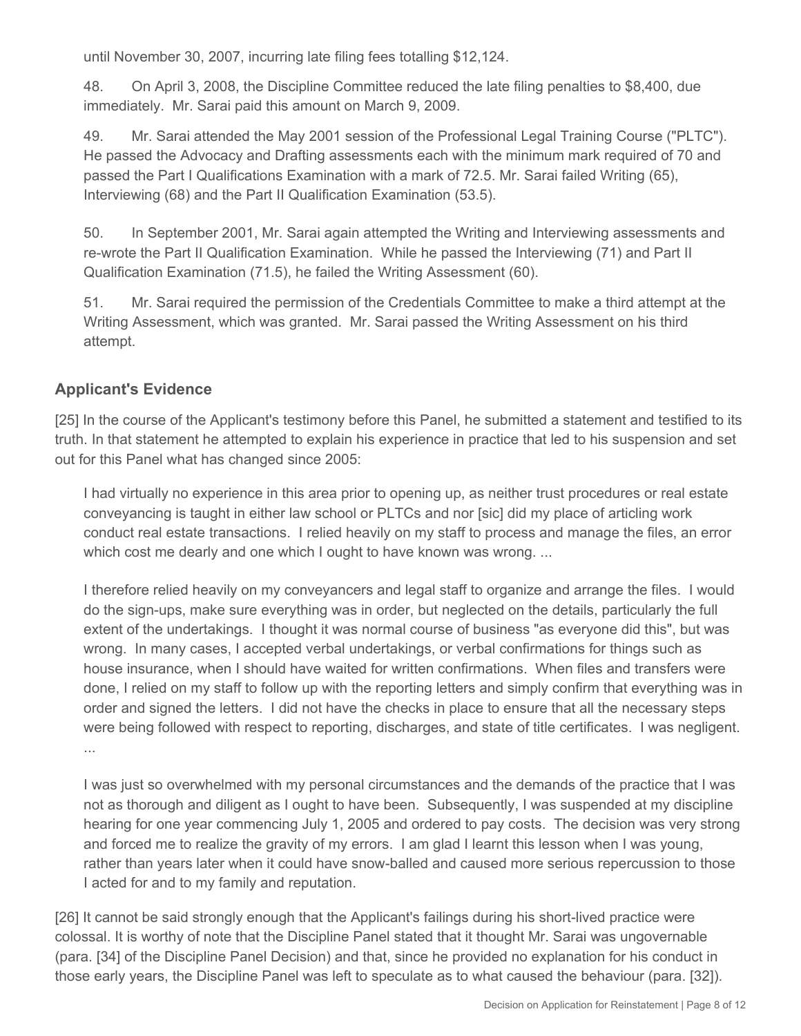until November 30, 2007, incurring late filing fees totalling $12,124.

48. On April 3, 2008, the Discipline Committee reduced the late filing penalties to $8,400, due immediately. Mr. Sarai paid this amount on March 9, 2009.

49. Mr. Sarai attended the May 2001 session of the Professional Legal Training Course ("PLTC"). He passed the Advocacy and Drafting assessments each with the minimum mark required of 70 and passed the Part I Qualifications Examination with a mark of 72.5. Mr. Sarai failed Writing (65), Interviewing (68) and the Part II Qualification Examination (53.5).

50. In September 2001, Mr. Sarai again attempted the Writing and Interviewing assessments and re-wrote the Part II Qualification Examination. While he passed the Interviewing (71) and Part II Qualification Examination (71.5), he failed the Writing Assessment (60).

51. Mr. Sarai required the permission of the Credentials Committee to make a third attempt at the Writing Assessment, which was granted. Mr. Sarai passed the Writing Assessment on his third attempt.

## Applicant's Evidence

[25] In the course of the Applicant's testimony before this Panel, he submitted a statement and testified to its truth. In that statement he attempted to explain his experience in practice that led to his suspension and set out for this Panel what has changed since 2005:

> I had virtually no experience in this area prior to opening up, as neither trust procedures or real estate conveyancing is taught in either law school or PLTCs and nor [sic] did my place of articling work conduct real estate transactions. I relied heavily on my staff to process and manage the files, an error which cost me dearly and one which I ought to have known was wrong. ...
>
> I therefore relied heavily on my conveyancers and legal staff to organize and arrange the files. I would do the sign-ups, make sure everything was in order, but neglected on the details, particularly the full extent of the undertakings. I thought it was normal course of business "as everyone did this", but was wrong. In many cases, I accepted verbal undertakings, or verbal confirmations for things such as house insurance, when I should have waited for written confirmations. When files and transfers were done, I relied on my staff to follow up with the reporting letters and simply confirm that everything was in order and signed the letters. I did not have the checks in place to ensure that all the necessary steps were being followed with respect to reporting, discharges, and state of title certificates. I was negligent. ...
>
> I was just so overwhelmed with my personal circumstances and the demands of the practice that I was not as thorough and diligent as I ought to have been. Subsequently, I was suspended at my discipline hearing for one year commencing July 1, 2005 and ordered to pay costs. The decision was very strong and forced me to realize the gravity of my errors. I am glad I learnt this lesson when I was young, rather than years later when it could have snow-balled and caused more serious repercussion to those I acted for and to my family and reputation.

[26] It cannot be said strongly enough that the Applicant's failings during his short-lived practice were colossal. It is worthy of note that the Discipline Panel stated that it thought Mr. Sarai was ungovernable (para. [34] of the Discipline Panel Decision) and that, since he provided no explanation for his conduct in those early years, the Discipline Panel was left to speculate as to what caused the behaviour (para. [32]).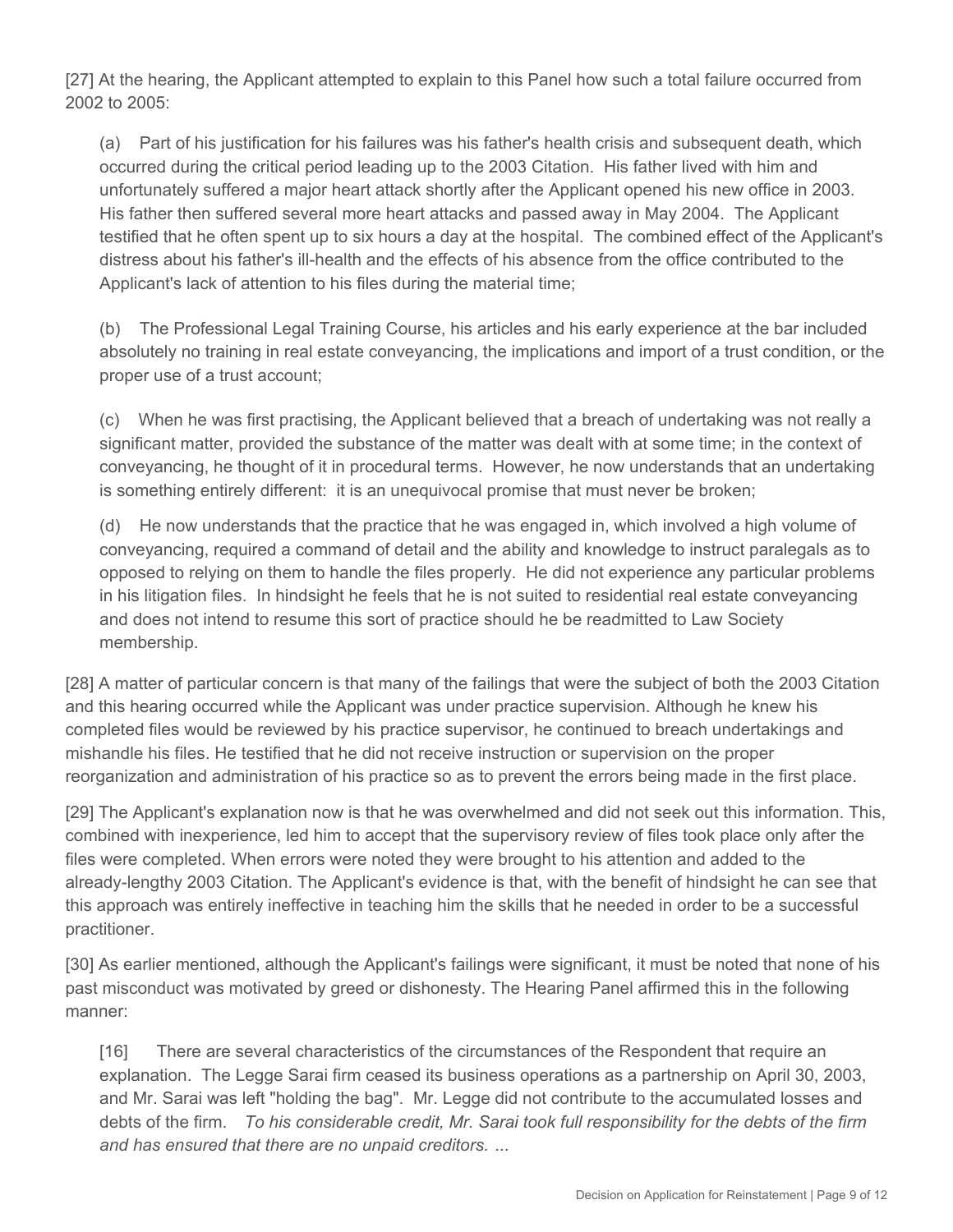[27] At the hearing, the Applicant attempted to explain to this Panel how such a total failure occurred from 2002 to 2005:

> (a) Part of his justification for his failures was his father's health crisis and subsequent death, which occurred during the critical period leading up to the 2003 Citation. His father lived with him and unfortunately suffered a major heart attack shortly after the Applicant opened his new office in 2003. His father then suffered several more heart attacks and passed away in May 2004. The Applicant testified that he often spent up to six hours a day at the hospital. The combined effect of the Applicant's distress about his father's ill-health and the effects of his absence from the office contributed to the Applicant's lack of attention to his files during the material time;
>
> (b) The Professional Legal Training Course, his articles and his early experience at the bar included absolutely no training in real estate conveyancing, the implications and import of a trust condition, or the proper use of a trust account;
>
> (c) When he was first practising, the Applicant believed that a breach of undertaking was not really a significant matter, provided the substance of the matter was dealt with at some time; in the context of conveyancing, he thought of it in procedural terms. However, he now understands that an undertaking is something entirely different: it is an unequivocal promise that must never be broken;
>
> (d) He now understands that the practice that he was engaged in, which involved a high volume of conveyancing, required a command of detail and the ability and knowledge to instruct paralegals as to opposed to relying on them to handle the files properly. He did not experience any particular problems in his litigation files. In hindsight he feels that he is not suited to residential real estate conveyancing and does not intend to resume this sort of practice should he be readmitted to Law Society membership.

[28] A matter of particular concern is that many of the failings that were the subject of both the 2003 Citation and this hearing occurred while the Applicant was under practice supervision. Although he knew his completed files would be reviewed by his practice supervisor, he continued to breach undertakings and mishandle his files. He testified that he did not receive instruction or supervision on the proper reorganization and administration of his practice so as to prevent the errors being made in the first place.

[29] The Applicant's explanation now is that he was overwhelmed and did not seek out this information. This, combined with inexperience, led him to accept that the supervisory review of files took place only after the files were completed. When errors were noted they were brought to his attention and added to the already-lengthy 2003 Citation. The Applicant's evidence is that, with the benefit of hindsight he can see that this approach was entirely ineffective in teaching him the skills that he needed in order to be a successful practitioner.

[30] As earlier mentioned, although the Applicant's failings were significant, it must be noted that none of his past misconduct was motivated by greed or dishonesty. The Hearing Panel affirmed this in the following manner:

> [16] There are several characteristics of the circumstances of the Respondent that require an explanation. The Legge Sarai firm ceased its business operations as a partnership on April 30, 2003, and Mr. Sarai was left "holding the bag". Mr. Legge did not contribute to the accumulated losses and debts of the firm. *To his considerable credit, Mr. Sarai took full responsibility for the debts of the firm and has ensured that there are no unpaid creditors.* ...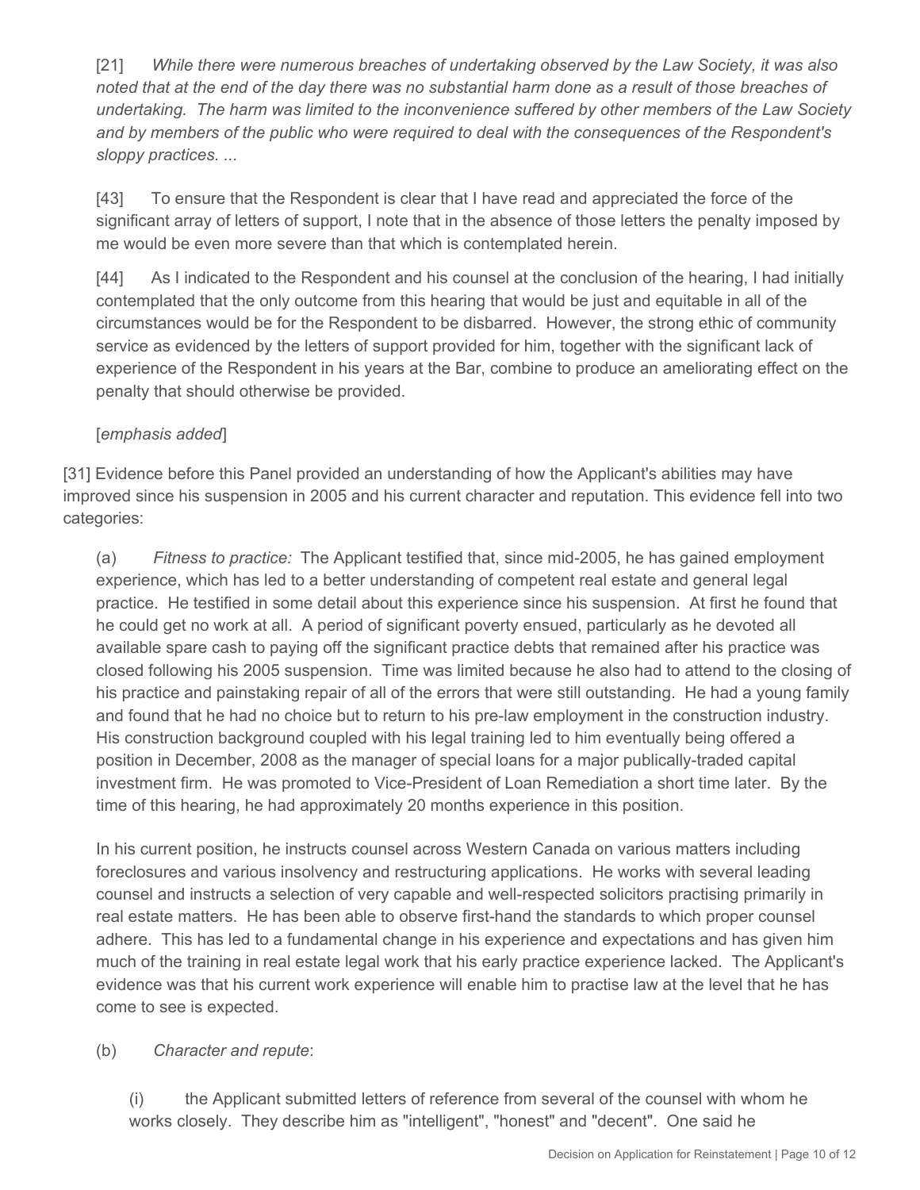> [21] *While there were numerous breaches of undertaking observed by the Law Society, it was also noted that at the end of the day there was no substantial harm done as a result of those breaches of undertaking. The harm was limited to the inconvenience suffered by other members of the Law Society and by members of the public who were required to deal with the consequences of the Respondent's sloppy practices. ...*
>
> [43] To ensure that the Respondent is clear that I have read and appreciated the force of the significant array of letters of support, I note that in the absence of those letters the penalty imposed by me would be even more severe than that which is contemplated herein.
>
> [44] As I indicated to the Respondent and his counsel at the conclusion of the hearing, I had initially contemplated that the only outcome from this hearing that would be just and equitable in all of the circumstances would be for the Respondent to be disbarred. However, the strong ethic of community service as evidenced by the letters of support provided for him, together with the significant lack of experience of the Respondent in his years at the Bar, combine to produce an ameliorating effect on the penalty that should otherwise be provided.
>
> [*emphasis added*]

[31] Evidence before this Panel provided an understanding of how the Applicant's abilities may have improved since his suspension in 2005 and his current character and reputation. This evidence fell into two categories:

(a) *Fitness to practice:* The Applicant testified that, since mid-2005, he has gained employment experience, which has led to a better understanding of competent real estate and general legal practice. He testified in some detail about this experience since his suspension. At first he found that he could get no work at all. A period of significant poverty ensued, particularly as he devoted all available spare cash to paying off the significant practice debts that remained after his practice was closed following his 2005 suspension. Time was limited because he also had to attend to the closing of his practice and painstaking repair of all of the errors that were still outstanding. He had a young family and found that he had no choice but to return to his pre-law employment in the construction industry. His construction background coupled with his legal training led to him eventually being offered a position in December, 2008 as the manager of special loans for a major publically-traded capital investment firm. He was promoted to Vice-President of Loan Remediation a short time later. By the time of this hearing, he had approximately 20 months experience in this position.

In his current position, he instructs counsel across Western Canada on various matters including foreclosures and various insolvency and restructuring applications. He works with several leading counsel and instructs a selection of very capable and well-respected solicitors practising primarily in real estate matters. He has been able to observe first-hand the standards to which proper counsel adhere. This has led to a fundamental change in his experience and expectations and has given him much of the training in real estate legal work that his early practice experience lacked. The Applicant's evidence was that his current work experience will enable him to practise law at the level that he has come to see is expected.

(b) *Character and repute*:

(i) the Applicant submitted letters of reference from several of the counsel with whom he works closely. They describe him as "intelligent", "honest" and "decent". One said he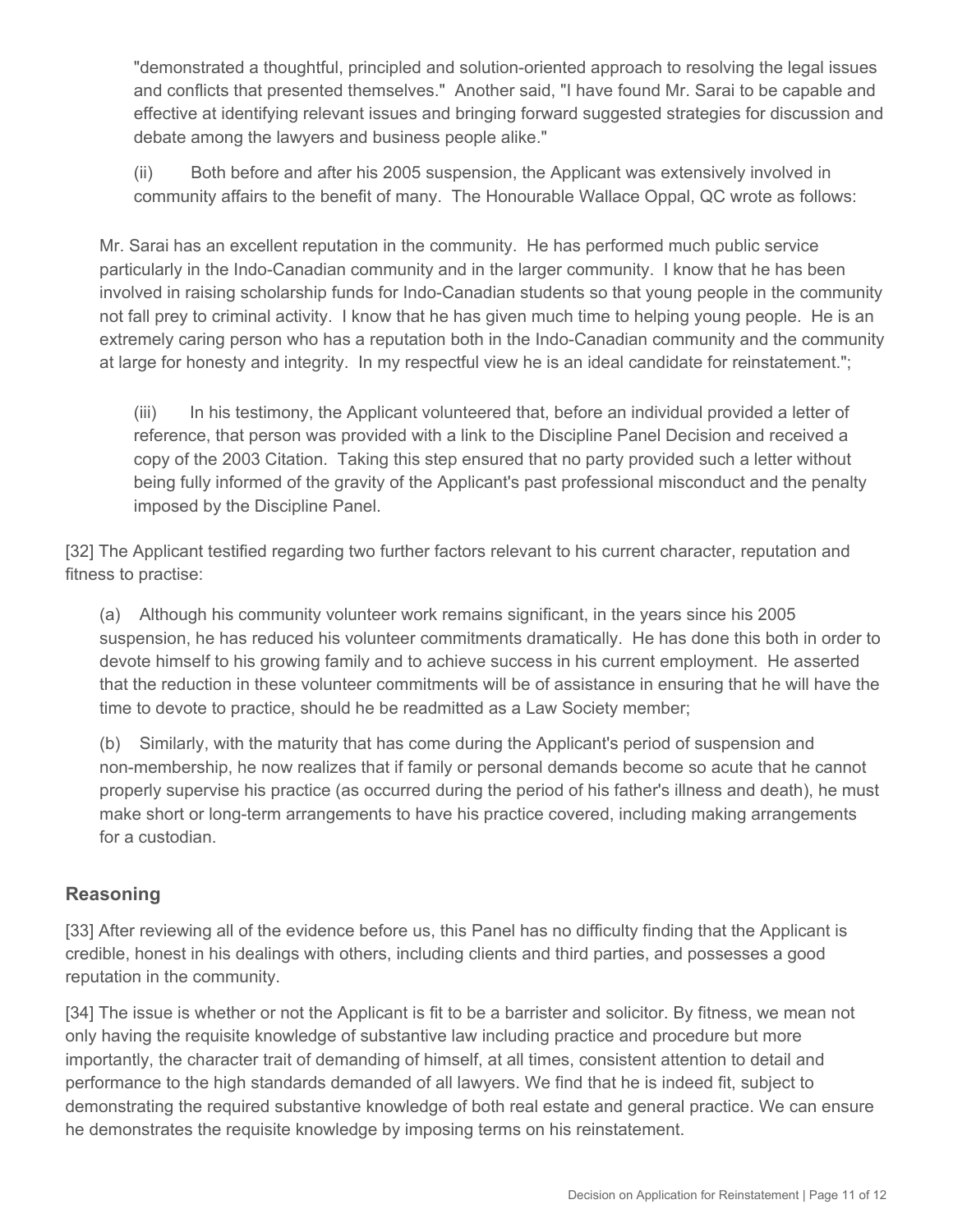"demonstrated a thoughtful, principled and solution-oriented approach to resolving the legal issues and conflicts that presented themselves." Another said, "I have found Mr. Sarai to be capable and effective at identifying relevant issues and bringing forward suggested strategies for discussion and debate among the lawyers and business people alike."

(ii) Both before and after his 2005 suspension, the Applicant was extensively involved in community affairs to the benefit of many. The Honourable Wallace Oppal, QC wrote as follows:

Mr. Sarai has an excellent reputation in the community. He has performed much public service particularly in the Indo-Canadian community and in the larger community. I know that he has been involved in raising scholarship funds for Indo-Canadian students so that young people in the community not fall prey to criminal activity. I know that he has given much time to helping young people. He is an extremely caring person who has a reputation both in the Indo-Canadian community and the community at large for honesty and integrity. In my respectful view he is an ideal candidate for reinstatement.";

(iii) In his testimony, the Applicant volunteered that, before an individual provided a letter of reference, that person was provided with a link to the Discipline Panel Decision and received a copy of the 2003 Citation. Taking this step ensured that no party provided such a letter without being fully informed of the gravity of the Applicant's past professional misconduct and the penalty imposed by the Discipline Panel.

[32] The Applicant testified regarding two further factors relevant to his current character, reputation and fitness to practise:

(a) Although his community volunteer work remains significant, in the years since his 2005 suspension, he has reduced his volunteer commitments dramatically. He has done this both in order to devote himself to his growing family and to achieve success in his current employment. He asserted that the reduction in these volunteer commitments will be of assistance in ensuring that he will have the time to devote to practice, should he be readmitted as a Law Society member;

(b) Similarly, with the maturity that has come during the Applicant's period of suspension and non-membership, he now realizes that if family or personal demands become so acute that he cannot properly supervise his practice (as occurred during the period of his father's illness and death), he must make short or long-term arrangements to have his practice covered, including making arrangements for a custodian.

## Reasoning

[33] After reviewing all of the evidence before us, this Panel has no difficulty finding that the Applicant is credible, honest in his dealings with others, including clients and third parties, and possesses a good reputation in the community.

[34] The issue is whether or not the Applicant is fit to be a barrister and solicitor. By fitness, we mean not only having the requisite knowledge of substantive law including practice and procedure but more importantly, the character trait of demanding of himself, at all times, consistent attention to detail and performance to the high standards demanded of all lawyers. We find that he is indeed fit, subject to demonstrating the required substantive knowledge of both real estate and general practice. We can ensure he demonstrates the requisite knowledge by imposing terms on his reinstatement.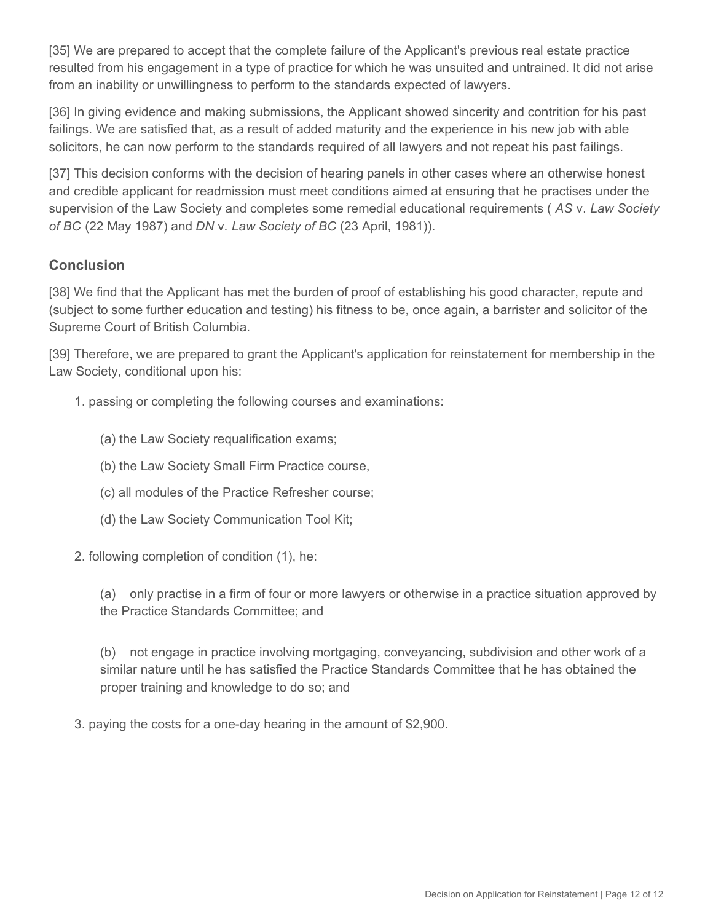[35] We are prepared to accept that the complete failure of the Applicant's previous real estate practice resulted from his engagement in a type of practice for which he was unsuited and untrained. It did not arise from an inability or unwillingness to perform to the standards expected of lawyers.

[36] In giving evidence and making submissions, the Applicant showed sincerity and contrition for his past failings. We are satisfied that, as a result of added maturity and the experience in his new job with able solicitors, he can now perform to the standards required of all lawyers and not repeat his past failings.

[37] This decision conforms with the decision of hearing panels in other cases where an otherwise honest and credible applicant for readmission must meet conditions aimed at ensuring that he practises under the supervision of the Law Society and completes some remedial educational requirements ( *AS* v. *Law Society of BC* (22 May 1987) and *DN* v. *Law Society of BC* (23 April, 1981)).

## Conclusion

[38] We find that the Applicant has met the burden of proof of establishing his good character, repute and (subject to some further education and testing) his fitness to be, once again, a barrister and solicitor of the Supreme Court of British Columbia.

[39] Therefore, we are prepared to grant the Applicant's application for reinstatement for membership in the Law Society, conditional upon his:

1. passing or completing the following courses and examinations:

    (a) the Law Society requalification exams;

    (b) the Law Society Small Firm Practice course,

    (c) all modules of the Practice Refresher course;

    (d) the Law Society Communication Tool Kit;

2. following completion of condition (1), he:

    (a) only practise in a firm of four or more lawyers or otherwise in a practice situation approved by the Practice Standards Committee; and

    (b) not engage in practice involving mortgaging, conveyancing, subdivision and other work of a similar nature until he has satisfied the Practice Standards Committee that he has obtained the proper training and knowledge to do so; and

3. paying the costs for a one-day hearing in the amount of $2,900.